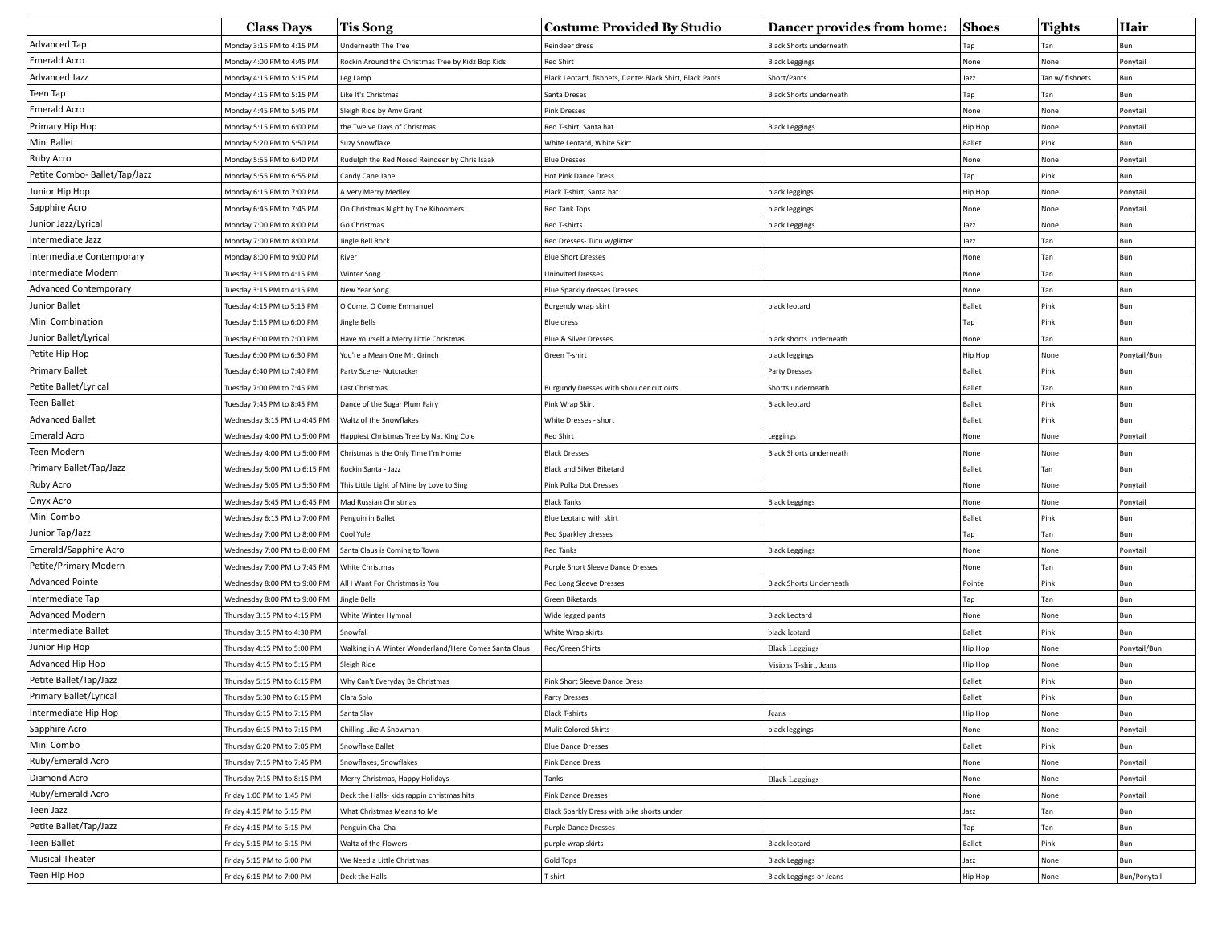| | Class Days | Tis Song | Costume Provided By Studio | Dancer provides from home: | Shoes | Tights | Hair |
|---|---|---|---|---|---|---|---|
| Advanced Tap | Monday 3:15 PM to 4:15 PM | Underneath The Tree | Reindeer dress | Black Shorts underneath | Tap | Tan | Bun |
| Emerald Acro | Monday 4:00 PM to 4:45 PM | Rockin Around the Christmas Tree by Kidz Bop Kids | Red Shirt | Black Leggings | None | None | Ponytail |
| Advanced Jazz | Monday 4:15 PM to 5:15 PM | Leg Lamp | Black Leotard, fishnets, Dante: Black Shirt, Black Pants | Short/Pants | Jazz | Tan w/ fishnets | Bun |
| Teen Tap | Monday 4:15 PM to 5:15 PM | Like It's Christmas | Santa Dreses | Black Shorts underneath | Tap | Tan | Bun |
| Emerald Acro | Monday 4:45 PM to 5:45 PM | Sleigh Ride by Amy Grant | Pink Dresses | | None | None | Ponytail |
| Primary Hip Hop | Monday 5:15 PM to 6:00 PM | the Twelve Days of Christmas | Red T-shirt, Santa hat | Black Leggings | Hip Hop | None | Ponytail |
| Mini Ballet | Monday 5:20 PM to 5:50 PM | Suzy Snowflake | White Leotard, White Skirt | | Ballet | Pink | Bun |
| Ruby Acro | Monday 5:55 PM to 6:40 PM | Rudulph the Red Nosed Reindeer by Chris Isaak | Blue Dresses | | None | None | Ponytail |
| Petite Combo- Ballet/Tap/Jazz | Monday 5:55 PM to 6:55 PM | Candy Cane Jane | Hot Pink Dance Dress | | Tap | Pink | Bun |
| Junior Hip Hop | Monday 6:15 PM to 7:00 PM | A Very Merry Medley | Black T-shirt, Santa hat | black leggings | Hip Hop | None | Ponytail |
| Sapphire Acro | Monday 6:45 PM to 7:45 PM | On Christmas Night by The Kiboomers | Red Tank Tops | black leggings | None | None | Ponytail |
| Junior Jazz/Lyrical | Monday 7:00 PM to 8:00 PM | Go Christmas | Red T-shirts | black Leggings | Jazz | None | Bun |
| Intermediate Jazz | Monday 7:00 PM to 8:00 PM | Jingle Bell Rock | Red Dresses- Tutu w/glitter | | Jazz | Tan | Bun |
| Intermediate Contemporary | Monday 8:00 PM to 9:00 PM | River | Blue Short Dresses | | None | Tan | Bun |
| Intermediate Modern | Tuesday 3:15 PM to 4:15 PM | Winter Song | Uninvited Dresses | | None | Tan | Bun |
| Advanced Contemporary | Tuesday 3:15 PM to 4:15 PM | New Year Song | Blue Sparkly dresses Dresses | | None | Tan | Bun |
| Junior Ballet | Tuesday 4:15 PM to 5:15 PM | O Come, O Come Emmanuel | Burgendy wrap skirt | black leotard | Ballet | Pink | Bun |
| Mini Combination | Tuesday 5:15 PM to 6:00 PM | Jingle Bells | Blue dress | | Tap | Pink | Bun |
| Junior Ballet/Lyrical | Tuesday 6:00 PM to 7:00 PM | Have Yourself a Merry Little Christmas | Blue & Silver Dresses | black shorts underneath | None | Tan | Bun |
| Petite Hip Hop | Tuesday 6:00 PM to 6:30 PM | You're a Mean One Mr. Grinch | Green T-shirt | black leggings | Hip Hop | None | Ponytail/Bun |
| Primary Ballet | Tuesday 6:40 PM to 7:40 PM | Party Scene- Nutcracker | | Party Dresses | Ballet | Pink | Bun |
| Petite Ballet/Lyrical | Tuesday 7:00 PM to 7:45 PM | Last Christmas | Burgundy Dresses with shoulder cut outs | Shorts underneath | Ballet | Tan | Bun |
| Teen Ballet | Tuesday 7:45 PM to 8:45 PM | Dance of the Sugar Plum Fairy | Pink Wrap Skirt | Black leotard | Ballet | Pink | Bun |
| Advanced Ballet | Wednesday 3:15 PM to 4:45 PM | Waltz of the Snowflakes | White Dresses - short | | Ballet | Pink | Bun |
| Emerald Acro | Wednesday 4:00 PM to 5:00 PM | Happiest Christmas Tree by Nat King Cole | Red Shirt | Leggings | None | None | Ponytail |
| Teen Modern | Wednesday 4:00 PM to 5:00 PM | Christmas is the Only Time I'm Home | Black Dresses | Black Shorts underneath | None | None | Bun |
| Primary Ballet/Tap/Jazz | Wednesday 5:00 PM to 6:15 PM | Rockin Santa - Jazz | Black and Silver Biketard | | Ballet | Tan | Bun |
| Ruby Acro | Wednesday 5:05 PM to 5:50 PM | This Little Light of Mine by Love to Sing | Pink Polka Dot Dresses | | None | None | Ponytail |
| Onyx Acro | Wednesday 5:45 PM to 6:45 PM | Mad Russian Christmas | Black Tanks | Black Leggings | None | None | Ponytail |
| Mini Combo | Wednesday 6:15 PM to 7:00 PM | Penguin in Ballet | Blue Leotard with skirt | | Ballet | Pink | Bun |
| Junior Tap/Jazz | Wednesday 7:00 PM to 8:00 PM | Cool Yule | Red Sparkley dresses | | Tap | Tan | Bun |
| Emerald/Sapphire Acro | Wednesday 7:00 PM to 8:00 PM | Santa Claus is Coming to Town | Red Tanks | Black Leggings | None | None | Ponytail |
| Petite/Primary Modern | Wednesday 7:00 PM to 7:45 PM | White Christmas | Purple Short Sleeve Dance Dresses | | None | Tan | Bun |
| Advanced Pointe | Wednesday 8:00 PM to 9:00 PM | All I Want For Christmas is You | Red Long Sleeve Dresses | Black Shorts Underneath | Pointe | Pink | Bun |
| Intermediate Tap | Wednesday 8:00 PM to 9:00 PM | Jingle Bells | Green Biketards | | Tap | Tan | Bun |
| Advanced Modern | Thursday 3:15 PM to 4:15 PM | White Winter Hymnal | Wide legged pants | Black Leotard | None | None | Bun |
| Intermediate Ballet | Thursday 3:15 PM to 4:30 PM | Snowfall | White Wrap skirts | black leotard | Ballet | Pink | Bun |
| Junior Hip Hop | Thursday 4:15 PM to 5:00 PM | Walking in A Winter Wonderland/Here Comes Santa Claus | Red/Green Shirts | Black Leggings | Hip Hop | None | Ponytail/Bun |
| Advanced Hip Hop | Thursday 4:15 PM to 5:15 PM | Sleigh Ride | | Visions T-shirt, Jeans | Hip Hop | None | Bun |
| Petite Ballet/Tap/Jazz | Thursday 5:15 PM to 6:15 PM | Why Can't Everyday Be Christmas | Pink Short Sleeve Dance Dress | | Ballet | Pink | Bun |
| Primary Ballet/Lyrical | Thursday 5:30 PM to 6:15 PM | Clara Solo | Party Dresses | | Ballet | Pink | Bun |
| Intermediate Hip Hop | Thursday 6:15 PM to 7:15 PM | Santa Slay | Black T-shirts | Jeans | Hip Hop | None | Bun |
| Sapphire Acro | Thursday 6:15 PM to 7:15 PM | Chilling Like A Snowman | Mulit Colored Shirts | black leggings | None | None | Ponytail |
| Mini Combo | Thursday 6:20 PM to 7:05 PM | Snowflake Ballet | Blue Dance Dresses | | Ballet | Pink | Bun |
| Ruby/Emerald Acro | Thursday 7:15 PM to 7:45 PM | Snowflakes, Snowflakes | Pink Dance Dress | | None | None | Ponytail |
| Diamond Acro | Thursday 7:15 PM to 8:15 PM | Merry Christmas, Happy Holidays | Tanks | Black Leggings | None | None | Ponytail |
| Ruby/Emerald Acro | Friday 1:00 PM to 1:45 PM | Deck the Halls- kids rappin christmas hits | Pink Dance Dresses | | None | None | Ponytail |
| Teen Jazz | Friday 4:15 PM to 5:15 PM | What Christmas Means to Me | Black Sparkly Dress with bike shorts under | | Jazz | Tan | Bun |
| Petite Ballet/Tap/Jazz | Friday 4:15 PM to 5:15 PM | Penguin Cha-Cha | Purple Dance Dresses | | Tap | Tan | Bun |
| Teen Ballet | Friday 5:15 PM to 6:15 PM | Waltz of the Flowers | purple wrap skirts | Black leotard | Ballet | Pink | Bun |
| Musical Theater | Friday 5:15 PM to 6:00 PM | We Need a Little Christmas | Gold Tops | Black Leggings | Jazz | None | Bun |
| Teen Hip Hop | Friday 6:15 PM to 7:00 PM | Deck the Halls | T-shirt | Black Leggings or Jeans | Hip Hop | None | Bun/Ponytail |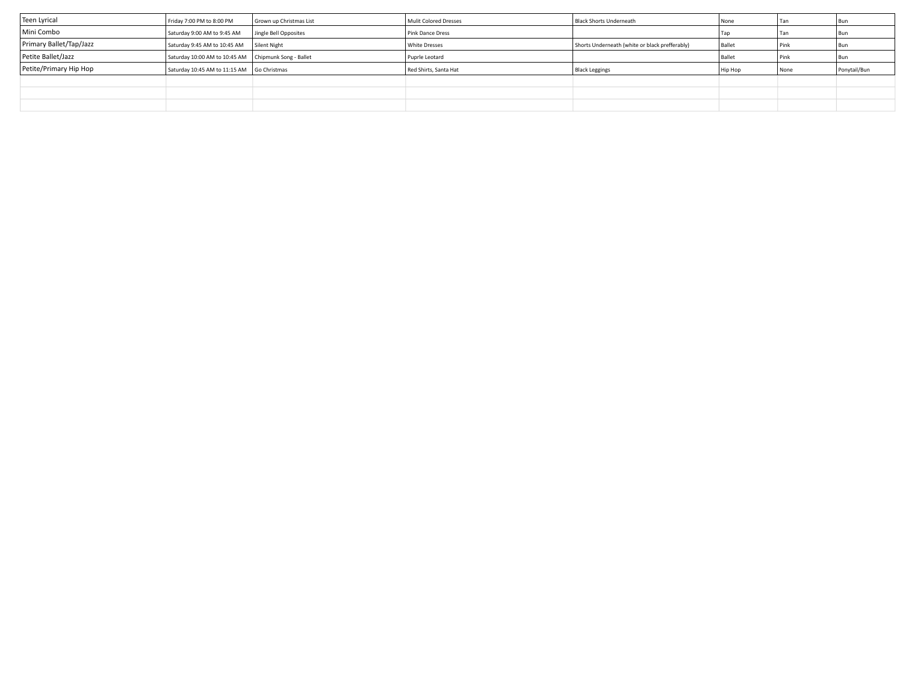| | | | | | | | |
|---|---|---|---|---|---|---|---|
| Teen Lyrical | Friday 7:00 PM to 8:00 PM | Grown up Christmas List | Mulit Colored Dresses | Black Shorts Underneath | None | Tan | Bun |
| Mini Combo | Saturday 9:00 AM to 9:45 AM | Jingle Bell Opposites | Pink Dance Dress | | Tap | Tan | Bun |
| Primary Ballet/Tap/Jazz | Saturday 9:45 AM to 10:45 AM | Silent Night | White Dresses | Shorts Underneath (white or black prefferably) | Ballet | Pink | Bun |
| Petite Ballet/Jazz | Saturday 10:00 AM to 10:45 AM | Chipmunk Song - Ballet | Puprle Leotard | | Ballet | Pink | Bun |
| Petite/Primary Hip Hop | Saturday 10:45 AM to 11:15 AM | Go Christmas | Red Shirts, Santa Hat | Black Leggings | Hip Hop | None | Ponytail/Bun |
| | | | | | | | |
| | | | | | | | |
| | | | | | | | |